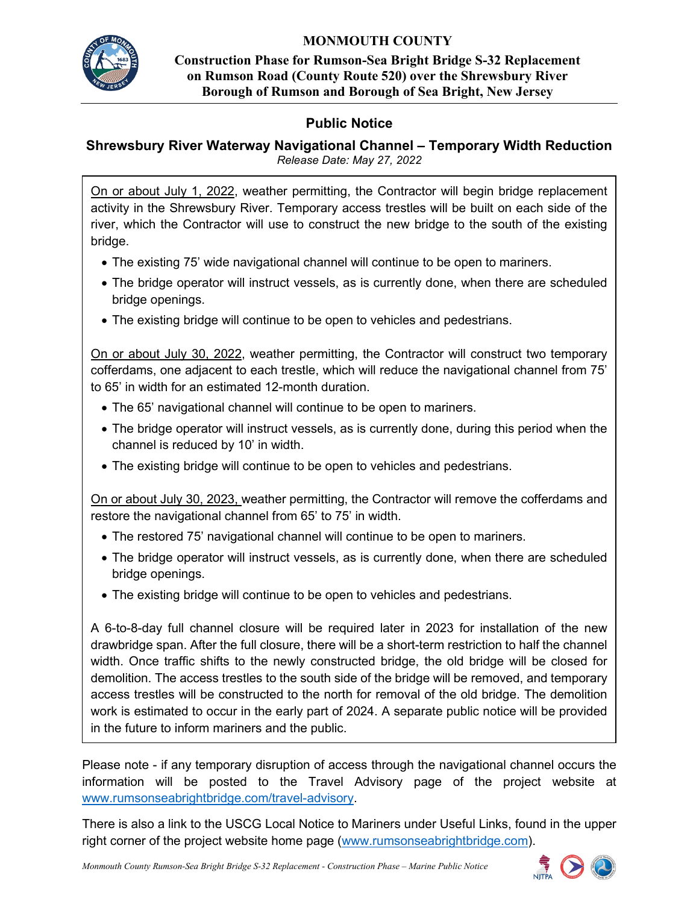**MONMOUTH COUNTY**

**Construction Phase for Rumson-Sea Bright Bridge S-32 Replacement on Rumson Road (County Route 520) over the Shrewsbury River Borough of Rumson and Borough of Sea Bright, New Jersey**

# Public Notice

## Shrewsbury River Waterway Navigational Channel – Temporary Width Reduction

*Release Date: May 27, 2022*

On or about July 1, 2022, weather permitting, the Contractor will begin bridge replacement activity in the Shrewsbury River. Temporary access trestles will be built on each side of the river, which the Contractor will use to construct the new bridge to the south of the existing bridge.

- The existing 75' wide navigational channel will continue to be open to mariners.
- The bridge operator will instruct vessels, as is currently done, when there are scheduled bridge openings.
- The existing bridge will continue to be open to vehicles and pedestrians.

On or about July 30, 2022, weather permitting, the Contractor will construct two temporary cofferdams, one adjacent to each trestle, which will reduce the navigational channel from 75' to 65' in width for an estimated 12-month duration.

- The 65' navigational channel will continue to be open to mariners.
- The bridge operator will instruct vessels, as is currently done, during this period when the channel is reduced by 10' in width.
- The existing bridge will continue to be open to vehicles and pedestrians.

On or about July 30, 2023, weather permitting, the Contractor will remove the cofferdams and restore the navigational channel from 65' to 75' in width.

- The restored 75' navigational channel will continue to be open to mariners.
- The bridge operator will instruct vessels, as is currently done, when there are scheduled bridge openings.
- The existing bridge will continue to be open to vehicles and pedestrians.

A 6-to-8-day full channel closure will be required later in 2023 for installation of the new drawbridge span. After the full closure, there will be a short-term restriction to half the channel width. Once traffic shifts to the newly constructed bridge, the old bridge will be closed for demolition. The access trestles to the south side of the bridge will be removed, and temporary access trestles will be constructed to the north for removal of the old bridge. The demolition work is estimated to occur in the early part of 2024. A separate public notice will be provided in the future to inform mariners and the public.

Please note - if any temporary disruption of access through the navigational channel occurs the information will be posted to the Travel Advisory page of the project website at www.rumsonseabrightbridge.com/travel-advisory.

There is also a link to the USCG Local Notice to Mariners under Useful Links, found in the upper right corner of the project website home page (www.rumsonseabrightbridge.com).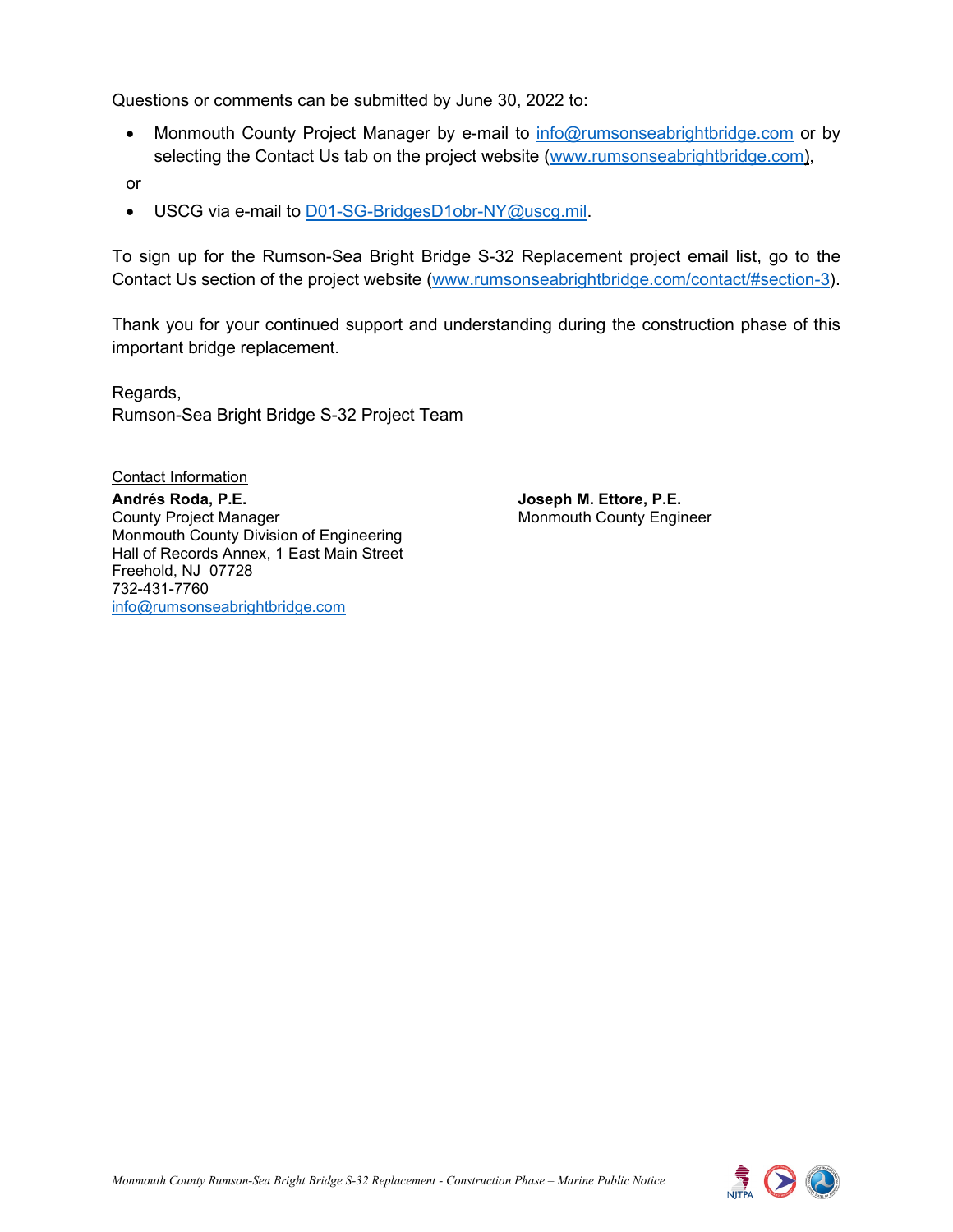Questions or comments can be submitted by June 30, 2022 to:

- Monmouth County Project Manager by e-mail to info@rumsonseabrightbridge.com or by selecting the Contact Us tab on the project website (www.rumsonseabrightbridge.com),

or

- USCG via e-mail to D01-SG-BridgesD1obr-NY@uscg.mil.

To sign up for the Rumson-Sea Bright Bridge S-32 Replacement project email list, go to the Contact Us section of the project website (www.rumsonseabrightbridge.com/contact/#section-3).

Thank you for your continued support and understanding during the construction phase of this important bridge replacement.

Regards,
Rumson-Sea Bright Bridge S-32 Project Team

---

Contact Information

**Andrés Roda, P.E.**
County Project Manager
Monmouth County Division of Engineering
Hall of Records Annex, 1 East Main Street
Freehold, NJ 07728
732-431-7760
info@rumsonseabrightbridge.com

**Joseph M. Ettore, P.E.**
Monmouth County Engineer